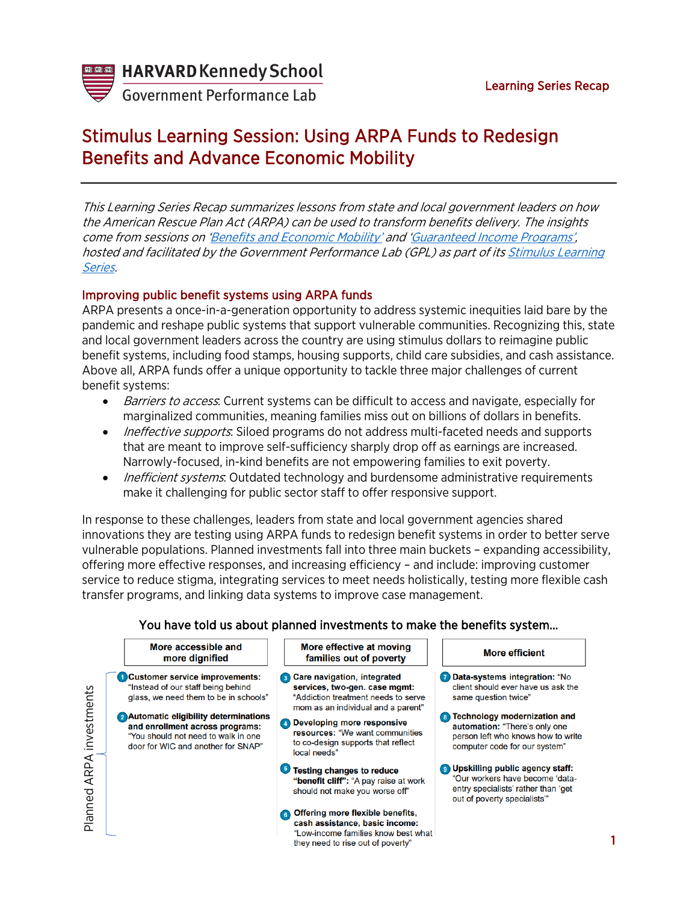HARVARD Kennedy School
Government Performance Lab

Learning Series Recap

# Stimulus Learning Session: Using ARPA Funds to Redesign Benefits and Advance Economic Mobility

*This Learning Series Recap summarizes lessons from state and local government leaders on how the American Rescue Plan Act (ARPA) can be used to transform benefits delivery. The insights come from sessions on 'Benefits and Economic Mobility' and 'Guaranteed Income Programs', hosted and facilitated by the Government Performance Lab (GPL) as part of its Stimulus Learning Series.*

## Improving public benefit systems using ARPA funds

ARPA presents a once-in-a-generation opportunity to address systemic inequities laid bare by the pandemic and reshape public systems that support vulnerable communities. Recognizing this, state and local government leaders across the country are using stimulus dollars to reimagine public benefit systems, including food stamps, housing supports, child care subsidies, and cash assistance. Above all, ARPA funds offer a unique opportunity to tackle three major challenges of current benefit systems:

- *Barriers to access*: Current systems can be difficult to access and navigate, especially for marginalized communities, meaning families miss out on billions of dollars in benefits.
- *Ineffective supports*: Siloed programs do not address multi-faceted needs and supports that are meant to improve self-sufficiency sharply drop off as earnings are increased. Narrowly-focused, in-kind benefits are not empowering families to exit poverty.
- *Inefficient systems*: Outdated technology and burdensome administrative requirements make it challenging for public sector staff to offer responsive support.

In response to these challenges, leaders from state and local government agencies shared innovations they are testing using ARPA funds to redesign benefit systems in order to better serve vulnerable populations. Planned investments fall into three main buckets – expanding accessibility, offering more effective responses, and increasing efficiency – and include: improving customer service to reduce stigma, integrating services to meet needs holistically, testing more flexible cash transfer programs, and linking data systems to improve case management.

**You have told us about planned investments to make the benefits system…**

*Planned ARPA investments*

| More accessible and more dignified | More effective at moving families out of poverty | More efficient |
|---|---|---|
| 1 **Customer service improvements:** "Instead of our staff being behind glass, we need them to be in schools" | 3 **Care navigation, integrated services, two-gen. case mgmt:** "Addiction treatment needs to serve mom as an individual and a parent" | 7 **Data-systems integration:** "No client should ever have us ask the same question twice" |
| 2 **Automatic eligibility determinations and enrollment across programs:** "You should not need to walk in one door for WIC and another for SNAP" | 4 **Developing more responsive resources:** "We want communities to co-design supports that reflect local needs" | 8 **Technology modernization and automation:** "There's only one person left who knows how to write computer code for our system" |
| | 5 **Testing changes to reduce "benefit cliff":** "A pay raise at work should not make you worse off" | 9 **Upskilling public agency staff:** "Our workers have become 'data-entry specialists' rather than 'get out of poverty specialists'" |
| | 6 **Offering more flexible benefits, cash assistance, basic income:** "Low-income families know best what they need to rise out of poverty" | |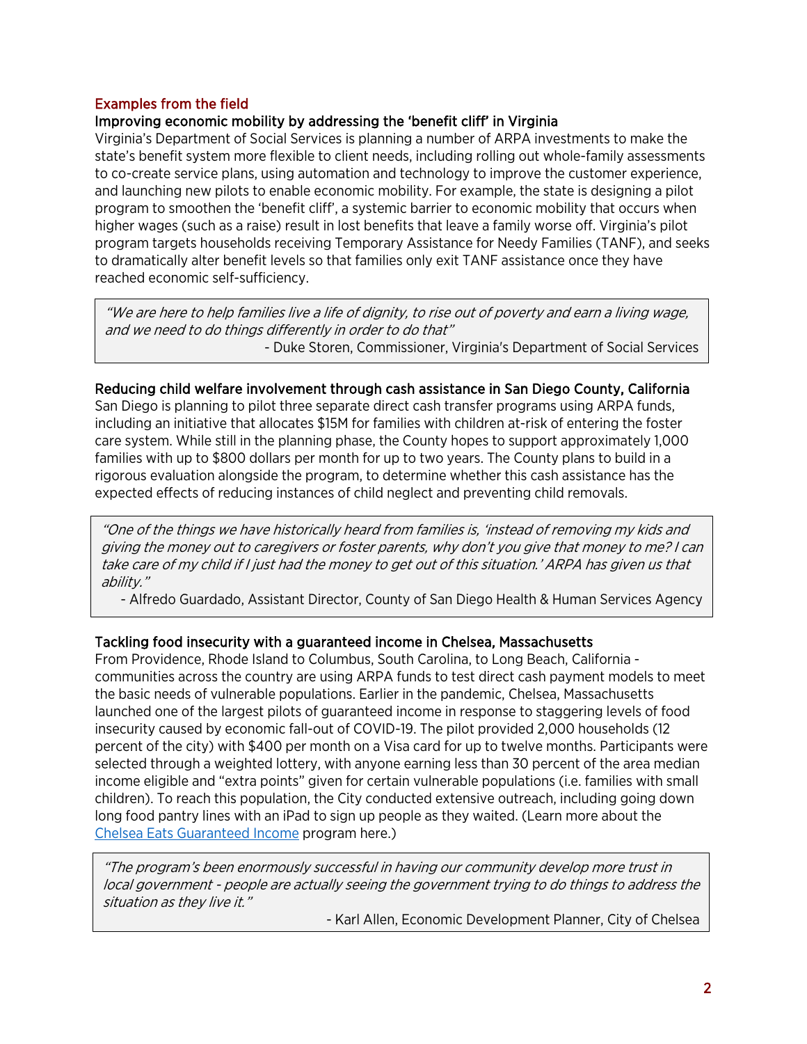## Examples from the field

### Improving economic mobility by addressing the 'benefit cliff' in Virginia

Virginia's Department of Social Services is planning a number of ARPA investments to make the state's benefit system more flexible to client needs, including rolling out whole-family assessments to co-create service plans, using automation and technology to improve the customer experience, and launching new pilots to enable economic mobility. For example, the state is designing a pilot program to smoothen the 'benefit cliff', a systemic barrier to economic mobility that occurs when higher wages (such as a raise) result in lost benefits that leave a family worse off. Virginia's pilot program targets households receiving Temporary Assistance for Needy Families (TANF), and seeks to dramatically alter benefit levels so that families only exit TANF assistance once they have reached economic self-sufficiency.

> *"We are here to help families live a life of dignity, to rise out of poverty and earn a living wage, and we need to do things differently in order to do that"*
>
> \- Duke Storen, Commissioner, Virginia's Department of Social Services

### Reducing child welfare involvement through cash assistance in San Diego County, California

San Diego is planning to pilot three separate direct cash transfer programs using ARPA funds, including an initiative that allocates $15M for families with children at-risk of entering the foster care system. While still in the planning phase, the County hopes to support approximately 1,000 families with up to $800 dollars per month for up to two years. The County plans to build in a rigorous evaluation alongside the program, to determine whether this cash assistance has the expected effects of reducing instances of child neglect and preventing child removals.

> *"One of the things we have historically heard from families is, 'instead of removing my kids and giving the money out to caregivers or foster parents, why don't you give that money to me? I can take care of my child if I just had the money to get out of this situation.' ARPA has given us that ability."*
>
> \- Alfredo Guardado, Assistant Director, County of San Diego Health & Human Services Agency

### Tackling food insecurity with a guaranteed income in Chelsea, Massachusetts

From Providence, Rhode Island to Columbus, South Carolina, to Long Beach, California - communities across the country are using ARPA funds to test direct cash payment models to meet the basic needs of vulnerable populations. Earlier in the pandemic, Chelsea, Massachusetts launched one of the largest pilots of guaranteed income in response to staggering levels of food insecurity caused by economic fall-out of COVID-19. The pilot provided 2,000 households (12 percent of the city) with $400 per month on a Visa card for up to twelve months. Participants were selected through a weighted lottery, with anyone earning less than 30 percent of the area median income eligible and "extra points" given for certain vulnerable populations (i.e. families with small children). To reach this population, the City conducted extensive outreach, including going down long food pantry lines with an iPad to sign up people as they waited. (Learn more about the Chelsea Eats Guaranteed Income program here.)

> *"The program's been enormously successful in having our community develop more trust in local government - people are actually seeing the government trying to do things to address the situation as they live it."*
>
> \- Karl Allen, Economic Development Planner, City of Chelsea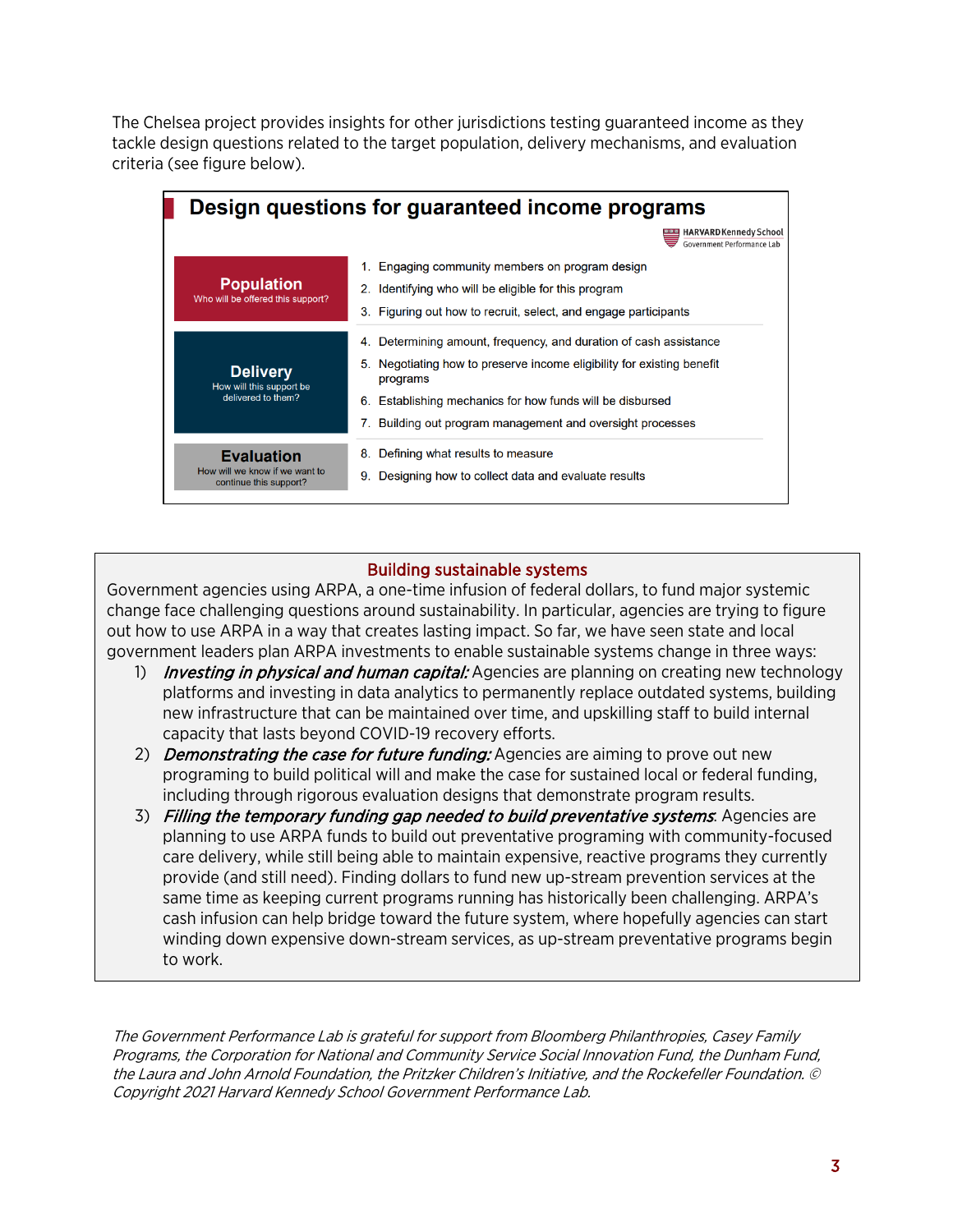The Chelsea project provides insights for other jurisdictions testing guaranteed income as they tackle design questions related to the target population, delivery mechanisms, and evaluation criteria (see figure below).

**Design questions for guaranteed income programs**

HARVARD Kennedy School Government Performance Lab

| | |
|---|---|
| **Population** Who will be offered this support? | 1. Engaging community members on program design<br>2. Identifying who will be eligible for this program<br>3. Figuring out how to recruit, select, and engage participants |
| **Delivery** How will this support be delivered to them? | 4. Determining amount, frequency, and duration of cash assistance<br>5. Negotiating how to preserve income eligibility for existing benefit programs<br>6. Establishing mechanics for how funds will be disbursed<br>7. Building out program management and oversight processes |
| **Evaluation** How will we know if we want to continue this support? | 8. Defining what results to measure<br>9. Designing how to collect data and evaluate results |

## Building sustainable systems

Government agencies using ARPA, a one-time infusion of federal dollars, to fund major systemic change face challenging questions around sustainability. In particular, agencies are trying to figure out how to use ARPA in a way that creates lasting impact. So far, we have seen state and local government leaders plan ARPA investments to enable sustainable systems change in three ways:

1) ***Investing in physical and human capital:*** Agencies are planning on creating new technology platforms and investing in data analytics to permanently replace outdated systems, building new infrastructure that can be maintained over time, and upskilling staff to build internal capacity that lasts beyond COVID-19 recovery efforts.
2) ***Demonstrating the case for future funding:*** Agencies are aiming to prove out new programing to build political will and make the case for sustained local or federal funding, including through rigorous evaluation designs that demonstrate program results.
3) ***Filling the temporary funding gap needed to build preventative systems*:** Agencies are planning to use ARPA funds to build out preventative programing with community-focused care delivery, while still being able to maintain expensive, reactive programs they currently provide (and still need). Finding dollars to fund new up-stream prevention services at the same time as keeping current programs running has historically been challenging. ARPA's cash infusion can help bridge toward the future system, where hopefully agencies can start winding down expensive down-stream services, as up-stream preventative programs begin to work.

*The Government Performance Lab is grateful for support from Bloomberg Philanthropies, Casey Family Programs, the Corporation for National and Community Service Social Innovation Fund, the Dunham Fund, the Laura and John Arnold Foundation, the Pritzker Children's Initiative, and the Rockefeller Foundation. © Copyright 2021 Harvard Kennedy School Government Performance Lab.*